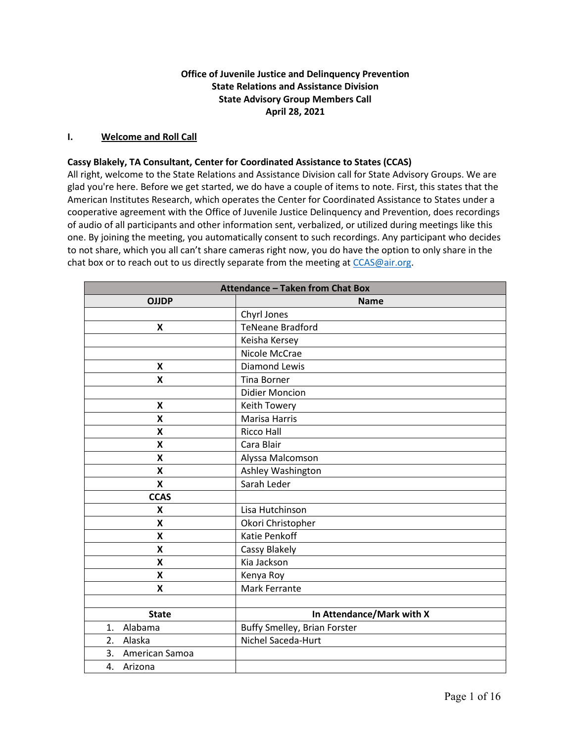**Office of Juvenile Justice and Delinquency Prevention**
**State Relations and Assistance Division**
**State Advisory Group Members Call**
**April 28, 2021**

## I. Welcome and Roll Call

**Cassy Blakely, TA Consultant, Center for Coordinated Assistance to States (CCAS)**
All right, welcome to the State Relations and Assistance Division call for State Advisory Groups. We are glad you're here. Before we get started, we do have a couple of items to note. First, this states that the American Institutes Research, which operates the Center for Coordinated Assistance to States under a cooperative agreement with the Office of Juvenile Justice Delinquency and Prevention, does recordings of audio of all participants and other information sent, verbalized, or utilized during meetings like this one. By joining the meeting, you automatically consent to such recordings. Any participant who decides to not share, which you all can't share cameras right now, you do have the option to only share in the chat box or to reach out to us directly separate from the meeting at CCAS@air.org.

| Attendance – Taken from Chat Box | |
|---|---|
| **OJJDP** | **Name** |
| | Chyrl Jones |
| X | TeNeane Bradford |
| | Keisha Kersey |
| | Nicole McCrae |
| X | Diamond Lewis |
| X | Tina Borner |
| | Didier Moncion |
| X | Keith Towery |
| X | Marisa Harris |
| X | Ricco Hall |
| X | Cara Blair |
| X | Alyssa Malcomson |
| X | Ashley Washington |
| X | Sarah Leder |
| **CCAS** | |
| X | Lisa Hutchinson |
| X | Okori Christopher |
| X | Katie Penkoff |
| X | Cassy Blakely |
| X | Kia Jackson |
| X | Kenya Roy |
| X | Mark Ferrante |
| | |
| **State** | **In Attendance/Mark with X** |
| 1. Alabama | Buffy Smelley, Brian Forster |
| 2. Alaska | Nichel Saceda-Hurt |
| 3. American Samoa | |
| 4. Arizona | |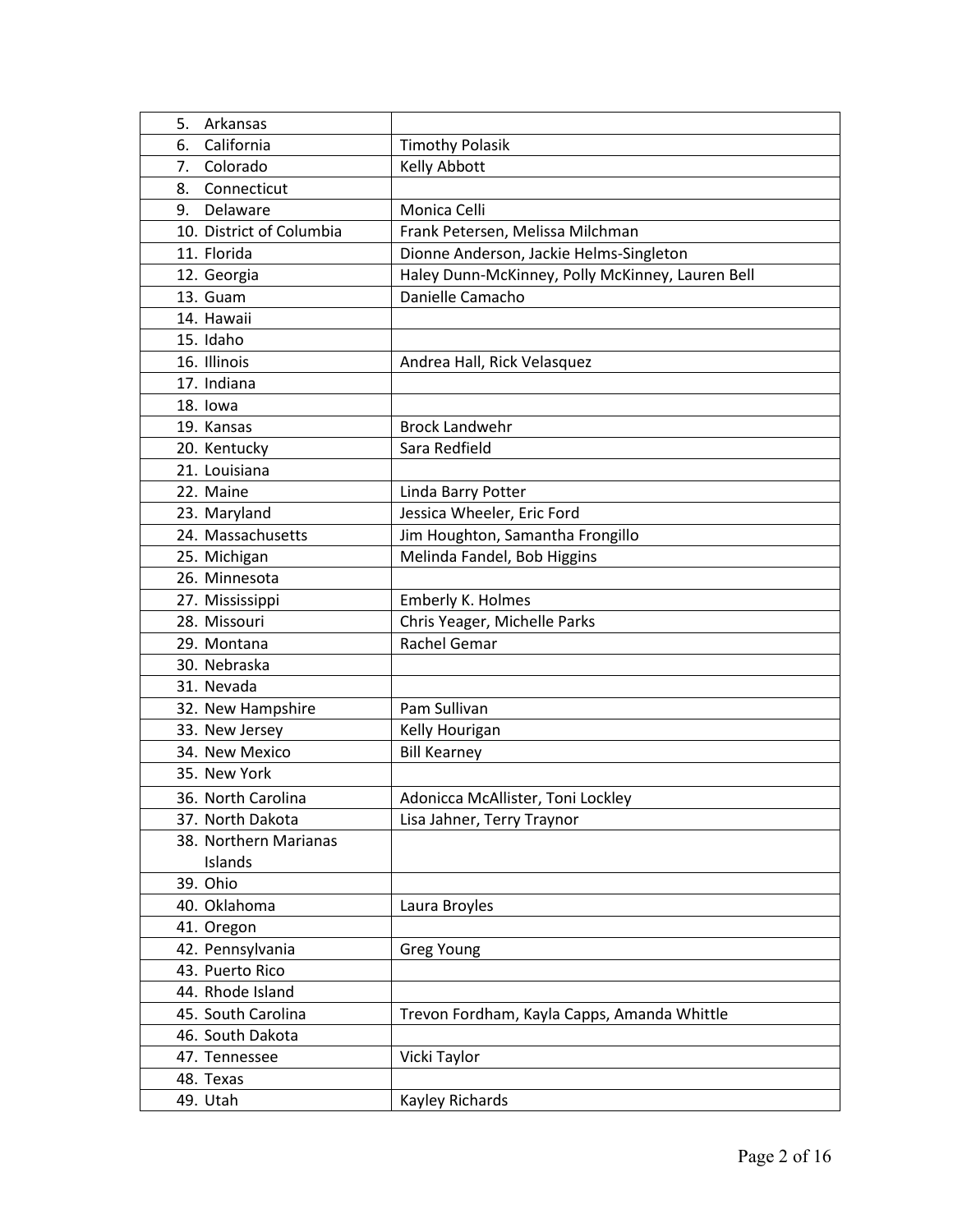| 5. Arkansas | |
|---|---|
| 6. California | Timothy Polasik |
| 7. Colorado | Kelly Abbott |
| 8. Connecticut | |
| 9. Delaware | Monica Celli |
| 10. District of Columbia | Frank Petersen, Melissa Milchman |
| 11. Florida | Dionne Anderson, Jackie Helms-Singleton |
| 12. Georgia | Haley Dunn-McKinney, Polly McKinney, Lauren Bell |
| 13. Guam | Danielle Camacho |
| 14. Hawaii | |
| 15. Idaho | |
| 16. Illinois | Andrea Hall, Rick Velasquez |
| 17. Indiana | |
| 18. Iowa | |
| 19. Kansas | Brock Landwehr |
| 20. Kentucky | Sara Redfield |
| 21. Louisiana | |
| 22. Maine | Linda Barry Potter |
| 23. Maryland | Jessica Wheeler, Eric Ford |
| 24. Massachusetts | Jim Houghton, Samantha Frongillo |
| 25. Michigan | Melinda Fandel, Bob Higgins |
| 26. Minnesota | |
| 27. Mississippi | Emberly K. Holmes |
| 28. Missouri | Chris Yeager, Michelle Parks |
| 29. Montana | Rachel Gemar |
| 30. Nebraska | |
| 31. Nevada | |
| 32. New Hampshire | Pam Sullivan |
| 33. New Jersey | Kelly Hourigan |
| 34. New Mexico | Bill Kearney |
| 35. New York | |
| 36. North Carolina | Adonicca McAllister, Toni Lockley |
| 37. North Dakota | Lisa Jahner, Terry Traynor |
| 38. Northern Marianas Islands | |
| 39. Ohio | |
| 40. Oklahoma | Laura Broyles |
| 41. Oregon | |
| 42. Pennsylvania | Greg Young |
| 43. Puerto Rico | |
| 44. Rhode Island | |
| 45. South Carolina | Trevon Fordham, Kayla Capps, Amanda Whittle |
| 46. South Dakota | |
| 47. Tennessee | Vicki Taylor |
| 48. Texas | |
| 49. Utah | Kayley Richards |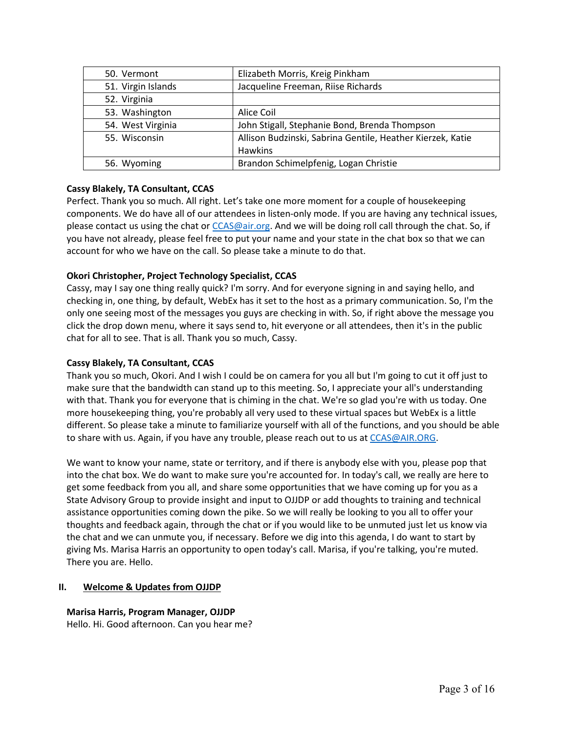| | |
|---|---|
| 50. Vermont | Elizabeth Morris, Kreig Pinkham |
| 51. Virgin Islands | Jacqueline Freeman, Riise Richards |
| 52. Virginia | |
| 53. Washington | Alice Coil |
| 54. West Virginia | John Stigall, Stephanie Bond, Brenda Thompson |
| 55. Wisconsin | Allison Budzinski, Sabrina Gentile, Heather Kierzek, Katie Hawkins |
| 56. Wyoming | Brandon Schimelpfenig, Logan Christie |

**Cassy Blakely, TA Consultant, CCAS**
Perfect. Thank you so much. All right. Let's take one more moment for a couple of housekeeping components. We do have all of our attendees in listen-only mode. If you are having any technical issues, please contact us using the chat or CCAS@air.org. And we will be doing roll call through the chat. So, if you have not already, please feel free to put your name and your state in the chat box so that we can account for who we have on the call. So please take a minute to do that.

**Okori Christopher, Project Technology Specialist, CCAS**
Cassy, may I say one thing really quick? I'm sorry. And for everyone signing in and saying hello, and checking in, one thing, by default, WebEx has it set to the host as a primary communication. So, I'm the only one seeing most of the messages you guys are checking in with. So, if right above the message you click the drop down menu, where it says send to, hit everyone or all attendees, then it's in the public chat for all to see. That is all. Thank you so much, Cassy.

**Cassy Blakely, TA Consultant, CCAS**
Thank you so much, Okori. And I wish I could be on camera for you all but I'm going to cut it off just to make sure that the bandwidth can stand up to this meeting. So, I appreciate your all's understanding with that. Thank you for everyone that is chiming in the chat. We're so glad you're with us today. One more housekeeping thing, you're probably all very used to these virtual spaces but WebEx is a little different. So please take a minute to familiarize yourself with all of the functions, and you should be able to share with us. Again, if you have any trouble, please reach out to us at CCAS@AIR.ORG.

We want to know your name, state or territory, and if there is anybody else with you, please pop that into the chat box. We do want to make sure you're accounted for. In today's call, we really are here to get some feedback from you all, and share some opportunities that we have coming up for you as a State Advisory Group to provide insight and input to OJJDP or add thoughts to training and technical assistance opportunities coming down the pike. So we will really be looking to you all to offer your thoughts and feedback again, through the chat or if you would like to be unmuted just let us know via the chat and we can unmute you, if necessary. Before we dig into this agenda, I do want to start by giving Ms. Marisa Harris an opportunity to open today's call. Marisa, if you're talking, you're muted. There you are. Hello.

## II. Welcome & Updates from OJJDP

**Marisa Harris, Program Manager, OJJDP**
Hello. Hi. Good afternoon. Can you hear me?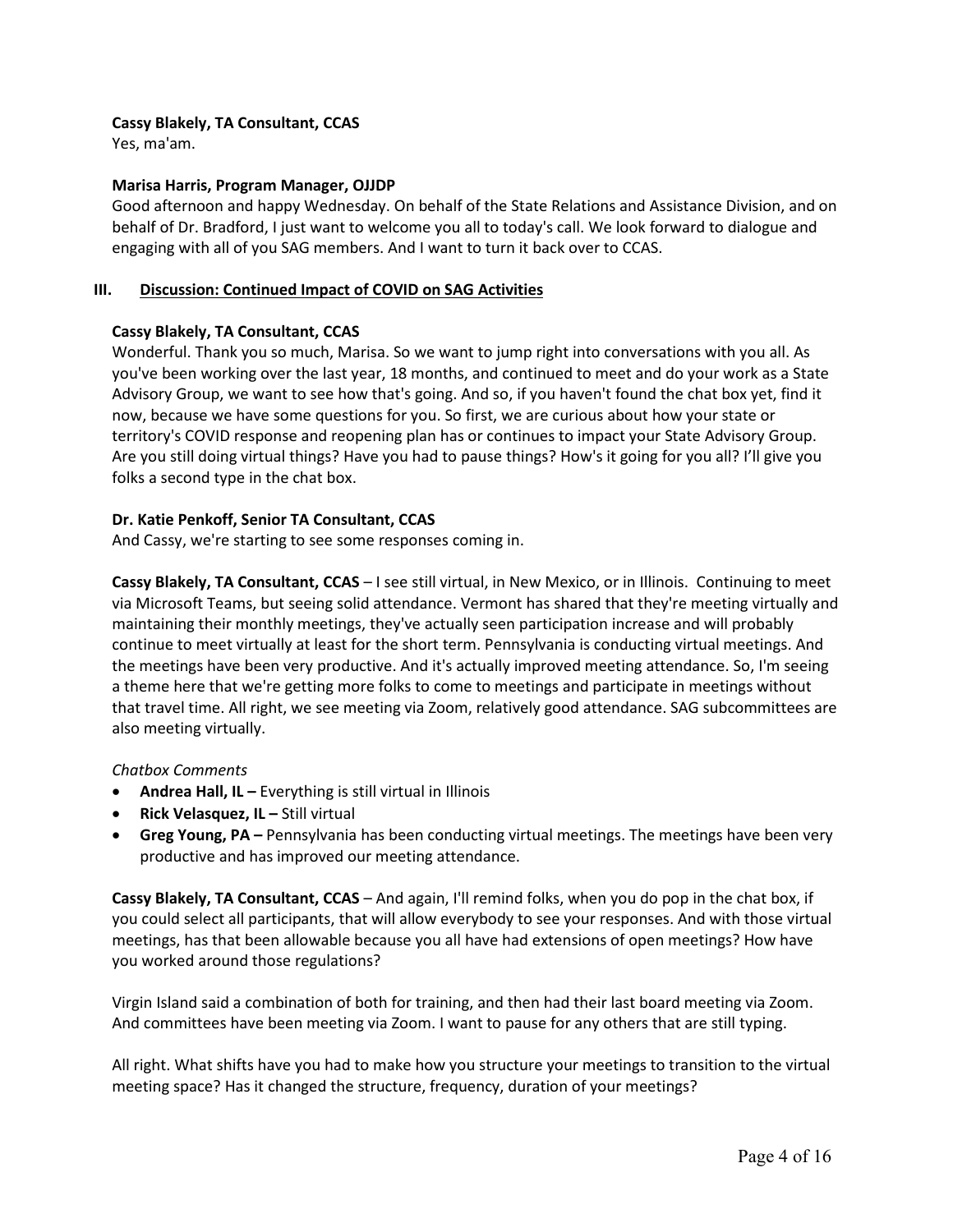**Cassy Blakely, TA Consultant, CCAS**
Yes, ma'am.

**Marisa Harris, Program Manager, OJJDP**
Good afternoon and happy Wednesday. On behalf of the State Relations and Assistance Division, and on behalf of Dr. Bradford, I just want to welcome you all to today's call. We look forward to dialogue and engaging with all of you SAG members. And I want to turn it back over to CCAS.

## III. Discussion: Continued Impact of COVID on SAG Activities

**Cassy Blakely, TA Consultant, CCAS**
Wonderful. Thank you so much, Marisa. So we want to jump right into conversations with you all. As you've been working over the last year, 18 months, and continued to meet and do your work as a State Advisory Group, we want to see how that's going. And so, if you haven't found the chat box yet, find it now, because we have some questions for you. So first, we are curious about how your state or territory's COVID response and reopening plan has or continues to impact your State Advisory Group. Are you still doing virtual things? Have you had to pause things? How's it going for you all? I'll give you folks a second type in the chat box.

**Dr. Katie Penkoff, Senior TA Consultant, CCAS**
And Cassy, we're starting to see some responses coming in.

**Cassy Blakely, TA Consultant, CCAS** – I see still virtual, in New Mexico, or in Illinois. Continuing to meet via Microsoft Teams, but seeing solid attendance. Vermont has shared that they're meeting virtually and maintaining their monthly meetings, they've actually seen participation increase and will probably continue to meet virtually at least for the short term. Pennsylvania is conducting virtual meetings. And the meetings have been very productive. And it's actually improved meeting attendance. So, I'm seeing a theme here that we're getting more folks to come to meetings and participate in meetings without that travel time. All right, we see meeting via Zoom, relatively good attendance. SAG subcommittees are also meeting virtually.

*Chatbox Comments*

- **Andrea Hall, IL –** Everything is still virtual in Illinois
- **Rick Velasquez, IL –** Still virtual
- **Greg Young, PA –** Pennsylvania has been conducting virtual meetings. The meetings have been very productive and has improved our meeting attendance.

**Cassy Blakely, TA Consultant, CCAS** – And again, I'll remind folks, when you do pop in the chat box, if you could select all participants, that will allow everybody to see your responses. And with those virtual meetings, has that been allowable because you all have had extensions of open meetings? How have you worked around those regulations?

Virgin Island said a combination of both for training, and then had their last board meeting via Zoom. And committees have been meeting via Zoom. I want to pause for any others that are still typing.

All right. What shifts have you had to make how you structure your meetings to transition to the virtual meeting space? Has it changed the structure, frequency, duration of your meetings?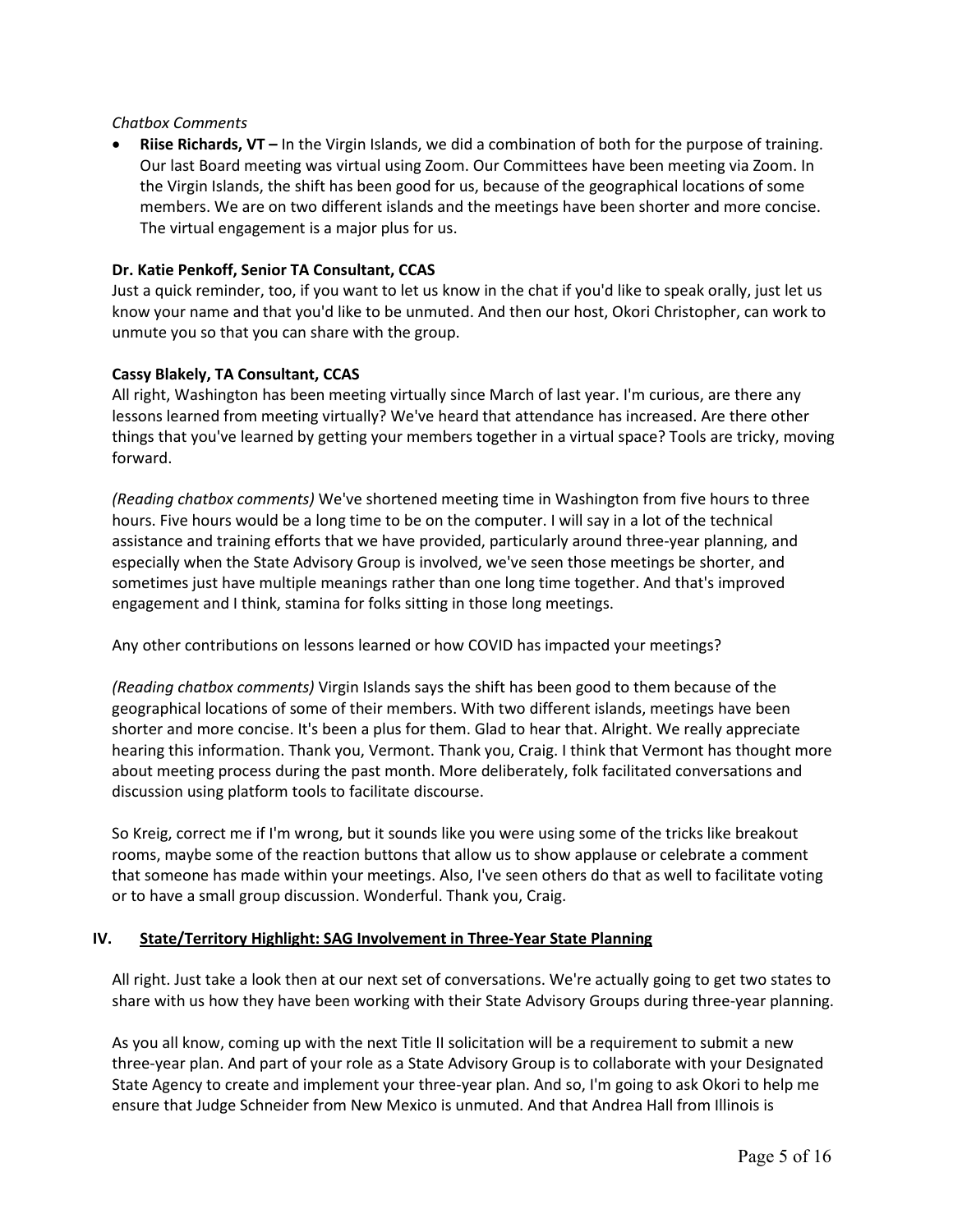*Chatbox Comments*

- **Riise Richards, VT –** In the Virgin Islands, we did a combination of both for the purpose of training. Our last Board meeting was virtual using Zoom. Our Committees have been meeting via Zoom. In the Virgin Islands, the shift has been good for us, because of the geographical locations of some members. We are on two different islands and the meetings have been shorter and more concise. The virtual engagement is a major plus for us.

**Dr. Katie Penkoff, Senior TA Consultant, CCAS**

Just a quick reminder, too, if you want to let us know in the chat if you'd like to speak orally, just let us know your name and that you'd like to be unmuted. And then our host, Okori Christopher, can work to unmute you so that you can share with the group.

**Cassy Blakely, TA Consultant, CCAS**

All right, Washington has been meeting virtually since March of last year. I'm curious, are there any lessons learned from meeting virtually? We've heard that attendance has increased. Are there other things that you've learned by getting your members together in a virtual space? Tools are tricky, moving forward.

*(Reading chatbox comments)* We've shortened meeting time in Washington from five hours to three hours. Five hours would be a long time to be on the computer. I will say in a lot of the technical assistance and training efforts that we have provided, particularly around three-year planning, and especially when the State Advisory Group is involved, we've seen those meetings be shorter, and sometimes just have multiple meanings rather than one long time together. And that's improved engagement and I think, stamina for folks sitting in those long meetings.

Any other contributions on lessons learned or how COVID has impacted your meetings?

*(Reading chatbox comments)* Virgin Islands says the shift has been good to them because of the geographical locations of some of their members. With two different islands, meetings have been shorter and more concise. It's been a plus for them. Glad to hear that. Alright. We really appreciate hearing this information. Thank you, Vermont. Thank you, Craig. I think that Vermont has thought more about meeting process during the past month. More deliberately, folk facilitated conversations and discussion using platform tools to facilitate discourse.

So Kreig, correct me if I'm wrong, but it sounds like you were using some of the tricks like breakout rooms, maybe some of the reaction buttons that allow us to show applause or celebrate a comment that someone has made within your meetings. Also, I've seen others do that as well to facilitate voting or to have a small group discussion. Wonderful. Thank you, Craig.

## IV. State/Territory Highlight: SAG Involvement in Three-Year State Planning

All right. Just take a look then at our next set of conversations. We're actually going to get two states to share with us how they have been working with their State Advisory Groups during three-year planning.

As you all know, coming up with the next Title II solicitation will be a requirement to submit a new three-year plan. And part of your role as a State Advisory Group is to collaborate with your Designated State Agency to create and implement your three-year plan. And so, I'm going to ask Okori to help me ensure that Judge Schneider from New Mexico is unmuted. And that Andrea Hall from Illinois is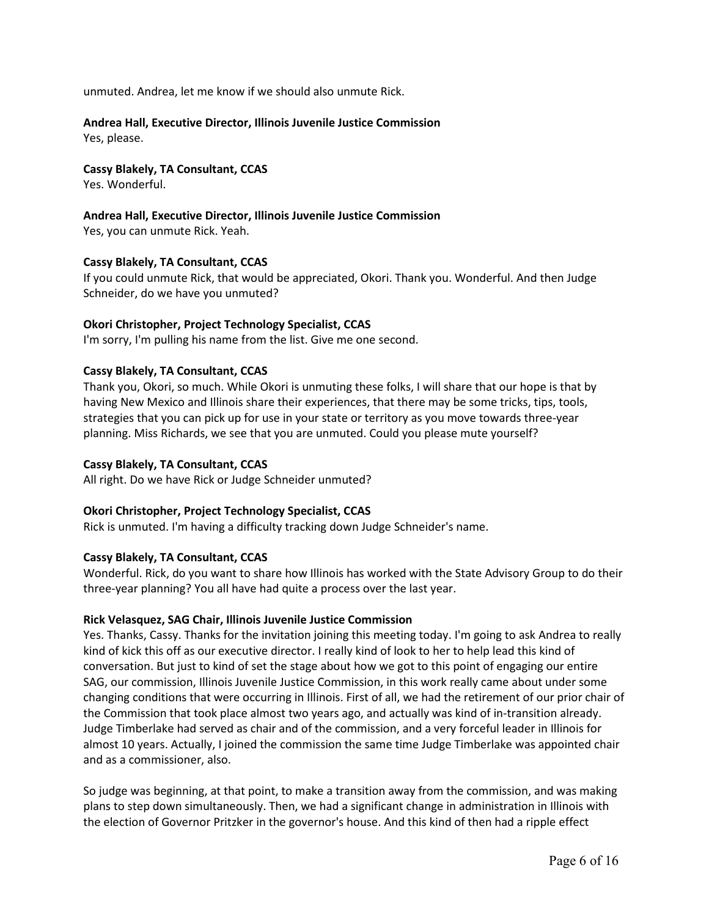unmuted. Andrea, let me know if we should also unmute Rick.

**Andrea Hall, Executive Director, Illinois Juvenile Justice Commission**
Yes, please.

**Cassy Blakely, TA Consultant, CCAS**
Yes. Wonderful.

**Andrea Hall, Executive Director, Illinois Juvenile Justice Commission**
Yes, you can unmute Rick. Yeah.

**Cassy Blakely, TA Consultant, CCAS**
If you could unmute Rick, that would be appreciated, Okori. Thank you. Wonderful. And then Judge Schneider, do we have you unmuted?

**Okori Christopher, Project Technology Specialist, CCAS**
I'm sorry, I'm pulling his name from the list. Give me one second.

**Cassy Blakely, TA Consultant, CCAS**
Thank you, Okori, so much. While Okori is unmuting these folks, I will share that our hope is that by having New Mexico and Illinois share their experiences, that there may be some tricks, tips, tools, strategies that you can pick up for use in your state or territory as you move towards three-year planning. Miss Richards, we see that you are unmuted. Could you please mute yourself?

**Cassy Blakely, TA Consultant, CCAS**
All right. Do we have Rick or Judge Schneider unmuted?

**Okori Christopher, Project Technology Specialist, CCAS**
Rick is unmuted. I'm having a difficulty tracking down Judge Schneider's name.

**Cassy Blakely, TA Consultant, CCAS**
Wonderful. Rick, do you want to share how Illinois has worked with the State Advisory Group to do their three-year planning? You all have had quite a process over the last year.

**Rick Velasquez, SAG Chair, Illinois Juvenile Justice Commission**
Yes. Thanks, Cassy. Thanks for the invitation joining this meeting today. I'm going to ask Andrea to really kind of kick this off as our executive director. I really kind of look to her to help lead this kind of conversation. But just to kind of set the stage about how we got to this point of engaging our entire SAG, our commission, Illinois Juvenile Justice Commission, in this work really came about under some changing conditions that were occurring in Illinois. First of all, we had the retirement of our prior chair of the Commission that took place almost two years ago, and actually was kind of in-transition already. Judge Timberlake had served as chair and of the commission, and a very forceful leader in Illinois for almost 10 years. Actually, I joined the commission the same time Judge Timberlake was appointed chair and as a commissioner, also.

So judge was beginning, at that point, to make a transition away from the commission, and was making plans to step down simultaneously. Then, we had a significant change in administration in Illinois with the election of Governor Pritzker in the governor's house. And this kind of then had a ripple effect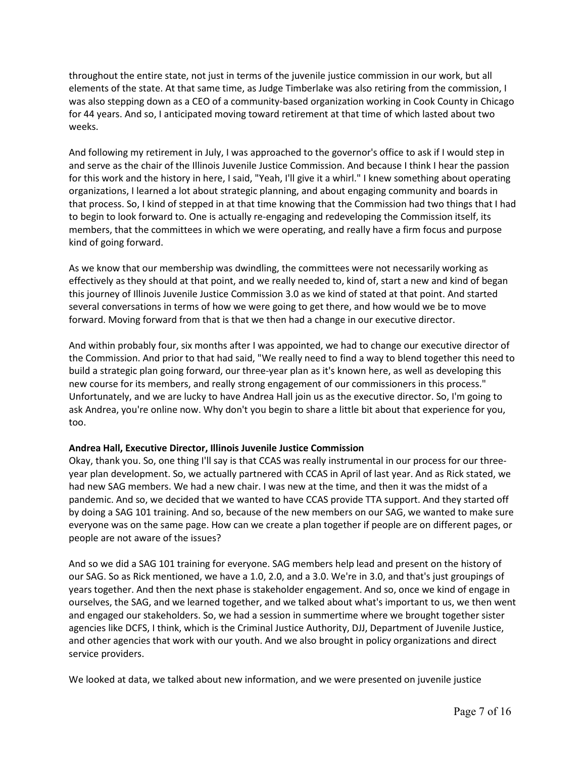throughout the entire state, not just in terms of the juvenile justice commission in our work, but all elements of the state. At that same time, as Judge Timberlake was also retiring from the commission, I was also stepping down as a CEO of a community-based organization working in Cook County in Chicago for 44 years. And so, I anticipated moving toward retirement at that time of which lasted about two weeks.

And following my retirement in July, I was approached to the governor's office to ask if I would step in and serve as the chair of the Illinois Juvenile Justice Commission. And because I think I hear the passion for this work and the history in here, I said, "Yeah, I'll give it a whirl." I knew something about operating organizations, I learned a lot about strategic planning, and about engaging community and boards in that process. So, I kind of stepped in at that time knowing that the Commission had two things that I had to begin to look forward to. One is actually re-engaging and redeveloping the Commission itself, its members, that the committees in which we were operating, and really have a firm focus and purpose kind of going forward.

As we know that our membership was dwindling, the committees were not necessarily working as effectively as they should at that point, and we really needed to, kind of, start a new and kind of began this journey of Illinois Juvenile Justice Commission 3.0 as we kind of stated at that point. And started several conversations in terms of how we were going to get there, and how would we be to move forward. Moving forward from that is that we then had a change in our executive director.

And within probably four, six months after I was appointed, we had to change our executive director of the Commission. And prior to that had said, "We really need to find a way to blend together this need to build a strategic plan going forward, our three-year plan as it's known here, as well as developing this new course for its members, and really strong engagement of our commissioners in this process." Unfortunately, and we are lucky to have Andrea Hall join us as the executive director. So, I'm going to ask Andrea, you're online now. Why don't you begin to share a little bit about that experience for you, too.

**Andrea Hall, Executive Director, Illinois Juvenile Justice Commission**

Okay, thank you. So, one thing I'll say is that CCAS was really instrumental in our process for our three-year plan development. So, we actually partnered with CCAS in April of last year. And as Rick stated, we had new SAG members. We had a new chair. I was new at the time, and then it was the midst of a pandemic. And so, we decided that we wanted to have CCAS provide TTA support. And they started off by doing a SAG 101 training. And so, because of the new members on our SAG, we wanted to make sure everyone was on the same page. How can we create a plan together if people are on different pages, or people are not aware of the issues?

And so we did a SAG 101 training for everyone. SAG members help lead and present on the history of our SAG. So as Rick mentioned, we have a 1.0, 2.0, and a 3.0. We're in 3.0, and that's just groupings of years together. And then the next phase is stakeholder engagement. And so, once we kind of engage in ourselves, the SAG, and we learned together, and we talked about what's important to us, we then went and engaged our stakeholders. So, we had a session in summertime where we brought together sister agencies like DCFS, I think, which is the Criminal Justice Authority, DJJ, Department of Juvenile Justice, and other agencies that work with our youth. And we also brought in policy organizations and direct service providers.

We looked at data, we talked about new information, and we were presented on juvenile justice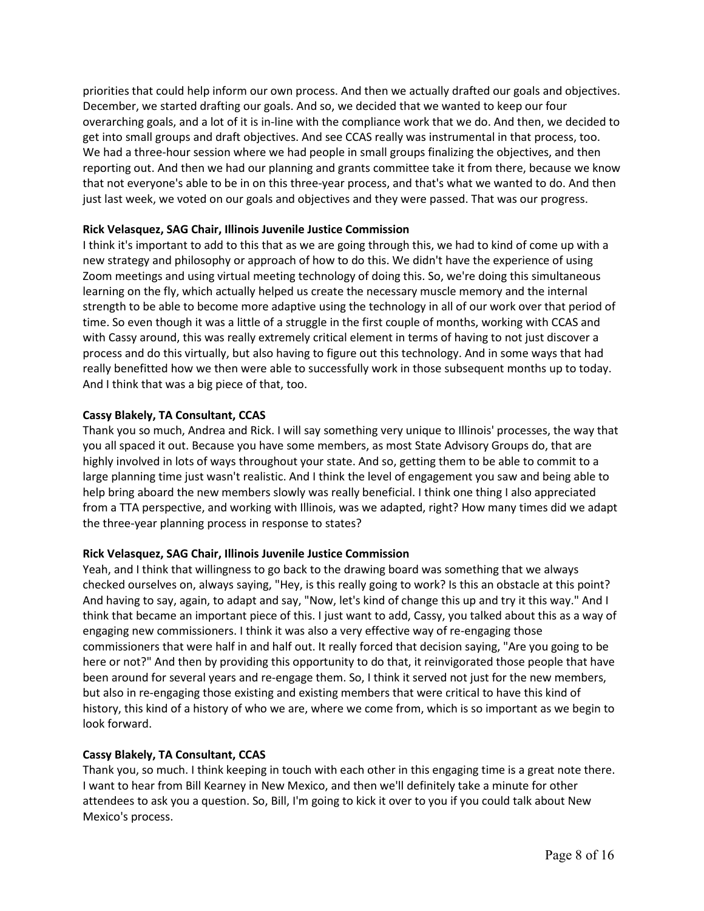priorities that could help inform our own process. And then we actually drafted our goals and objectives. December, we started drafting our goals. And so, we decided that we wanted to keep our four overarching goals, and a lot of it is in-line with the compliance work that we do. And then, we decided to get into small groups and draft objectives. And see CCAS really was instrumental in that process, too. We had a three-hour session where we had people in small groups finalizing the objectives, and then reporting out. And then we had our planning and grants committee take it from there, because we know that not everyone's able to be in on this three-year process, and that's what we wanted to do. And then just last week, we voted on our goals and objectives and they were passed. That was our progress.

**Rick Velasquez, SAG Chair, Illinois Juvenile Justice Commission**

I think it's important to add to this that as we are going through this, we had to kind of come up with a new strategy and philosophy or approach of how to do this. We didn't have the experience of using Zoom meetings and using virtual meeting technology of doing this. So, we're doing this simultaneous learning on the fly, which actually helped us create the necessary muscle memory and the internal strength to be able to become more adaptive using the technology in all of our work over that period of time. So even though it was a little of a struggle in the first couple of months, working with CCAS and with Cassy around, this was really extremely critical element in terms of having to not just discover a process and do this virtually, but also having to figure out this technology. And in some ways that had really benefitted how we then were able to successfully work in those subsequent months up to today. And I think that was a big piece of that, too.

**Cassy Blakely, TA Consultant, CCAS**

Thank you so much, Andrea and Rick. I will say something very unique to Illinois' processes, the way that you all spaced it out. Because you have some members, as most State Advisory Groups do, that are highly involved in lots of ways throughout your state. And so, getting them to be able to commit to a large planning time just wasn't realistic. And I think the level of engagement you saw and being able to help bring aboard the new members slowly was really beneficial. I think one thing I also appreciated from a TTA perspective, and working with Illinois, was we adapted, right? How many times did we adapt the three-year planning process in response to states?

**Rick Velasquez, SAG Chair, Illinois Juvenile Justice Commission**

Yeah, and I think that willingness to go back to the drawing board was something that we always checked ourselves on, always saying, "Hey, is this really going to work? Is this an obstacle at this point? And having to say, again, to adapt and say, "Now, let's kind of change this up and try it this way." And I think that became an important piece of this. I just want to add, Cassy, you talked about this as a way of engaging new commissioners. I think it was also a very effective way of re-engaging those commissioners that were half in and half out. It really forced that decision saying, "Are you going to be here or not?" And then by providing this opportunity to do that, it reinvigorated those people that have been around for several years and re-engage them. So, I think it served not just for the new members, but also in re-engaging those existing and existing members that were critical to have this kind of history, this kind of a history of who we are, where we come from, which is so important as we begin to look forward.

**Cassy Blakely, TA Consultant, CCAS**

Thank you, so much. I think keeping in touch with each other in this engaging time is a great note there. I want to hear from Bill Kearney in New Mexico, and then we'll definitely take a minute for other attendees to ask you a question. So, Bill, I'm going to kick it over to you if you could talk about New Mexico's process.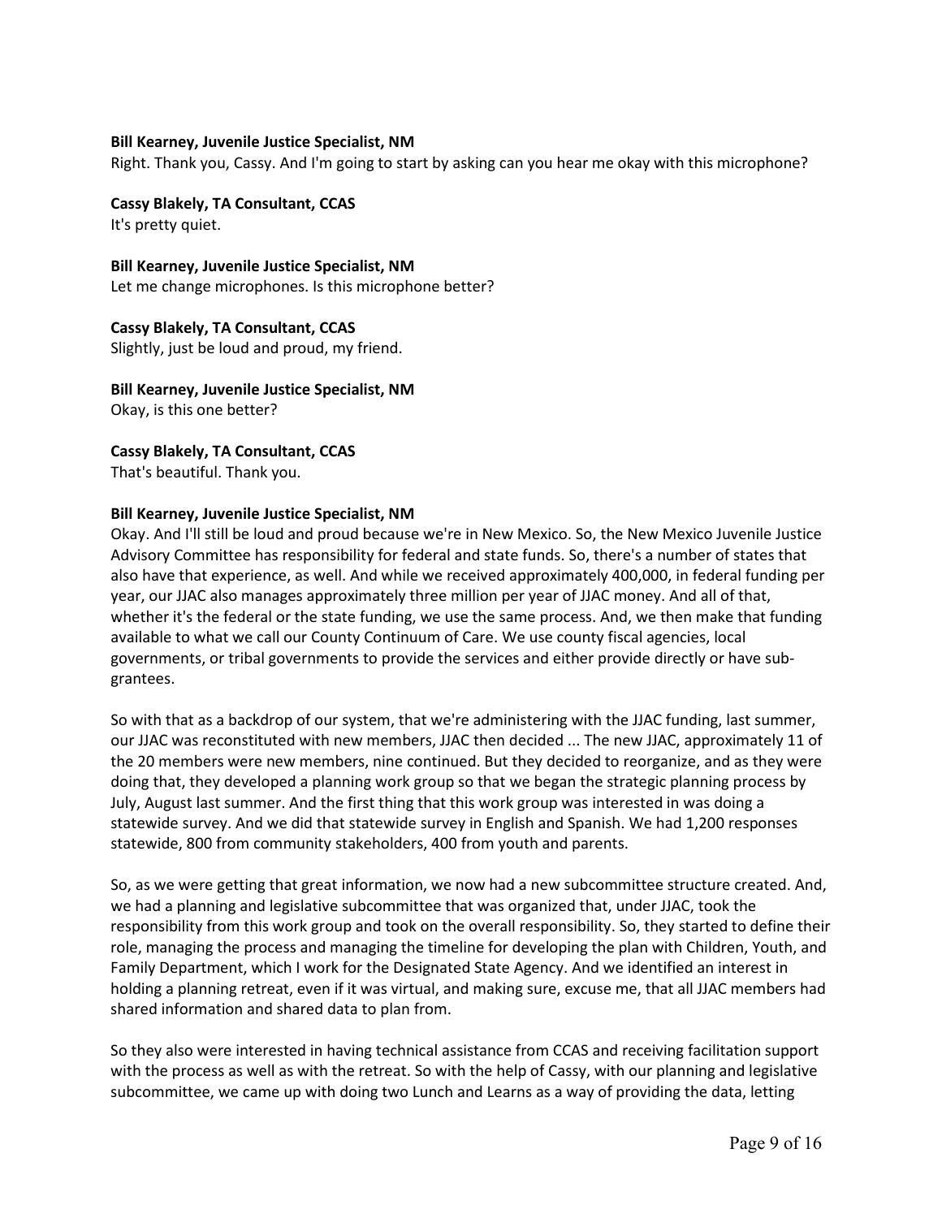**Bill Kearney, Juvenile Justice Specialist, NM**
Right. Thank you, Cassy. And I'm going to start by asking can you hear me okay with this microphone?

**Cassy Blakely, TA Consultant, CCAS**
It's pretty quiet.

**Bill Kearney, Juvenile Justice Specialist, NM**
Let me change microphones. Is this microphone better?

**Cassy Blakely, TA Consultant, CCAS**
Slightly, just be loud and proud, my friend.

**Bill Kearney, Juvenile Justice Specialist, NM**
Okay, is this one better?

**Cassy Blakely, TA Consultant, CCAS**
That's beautiful. Thank you.

**Bill Kearney, Juvenile Justice Specialist, NM**
Okay. And I'll still be loud and proud because we're in New Mexico. So, the New Mexico Juvenile Justice Advisory Committee has responsibility for federal and state funds. So, there's a number of states that also have that experience, as well. And while we received approximately 400,000, in federal funding per year, our JJAC also manages approximately three million per year of JJAC money. And all of that, whether it's the federal or the state funding, we use the same process. And, we then make that funding available to what we call our County Continuum of Care. We use county fiscal agencies, local governments, or tribal governments to provide the services and either provide directly or have sub-grantees.

So with that as a backdrop of our system, that we're administering with the JJAC funding, last summer, our JJAC was reconstituted with new members, JJAC then decided ... The new JJAC, approximately 11 of the 20 members were new members, nine continued. But they decided to reorganize, and as they were doing that, they developed a planning work group so that we began the strategic planning process by July, August last summer. And the first thing that this work group was interested in was doing a statewide survey. And we did that statewide survey in English and Spanish. We had 1,200 responses statewide, 800 from community stakeholders, 400 from youth and parents.

So, as we were getting that great information, we now had a new subcommittee structure created. And, we had a planning and legislative subcommittee that was organized that, under JJAC, took the responsibility from this work group and took on the overall responsibility. So, they started to define their role, managing the process and managing the timeline for developing the plan with Children, Youth, and Family Department, which I work for the Designated State Agency. And we identified an interest in holding a planning retreat, even if it was virtual, and making sure, excuse me, that all JJAC members had shared information and shared data to plan from.

So they also were interested in having technical assistance from CCAS and receiving facilitation support with the process as well as with the retreat. So with the help of Cassy, with our planning and legislative subcommittee, we came up with doing two Lunch and Learns as a way of providing the data, letting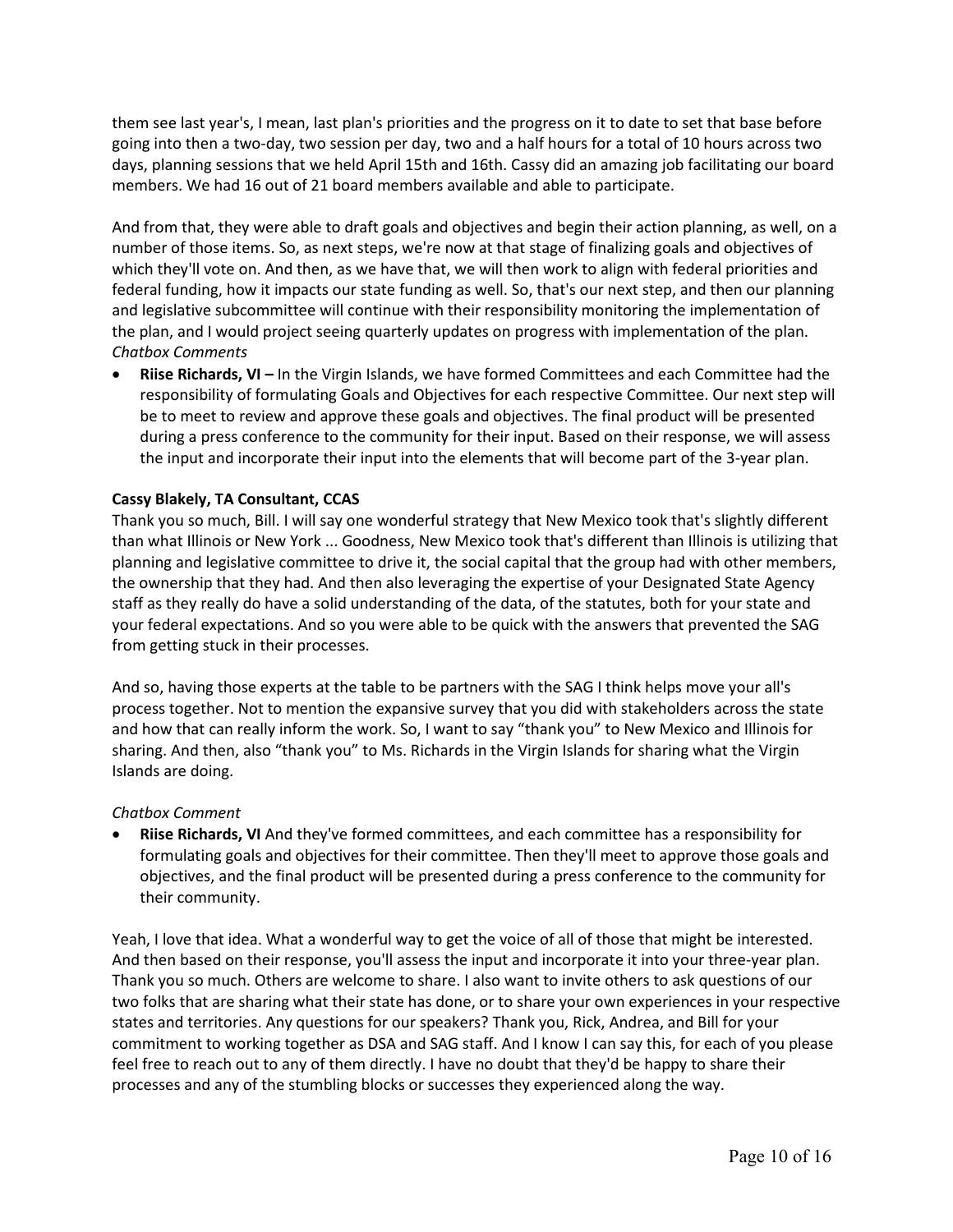them see last year's, I mean, last plan's priorities and the progress on it to date to set that base before going into then a two-day, two session per day, two and a half hours for a total of 10 hours across two days, planning sessions that we held April 15th and 16th. Cassy did an amazing job facilitating our board members. We had 16 out of 21 board members available and able to participate.

And from that, they were able to draft goals and objectives and begin their action planning, as well, on a number of those items. So, as next steps, we're now at that stage of finalizing goals and objectives of which they'll vote on. And then, as we have that, we will then work to align with federal priorities and federal funding, how it impacts our state funding as well. So, that's our next step, and then our planning and legislative subcommittee will continue with their responsibility monitoring the implementation of the plan, and I would project seeing quarterly updates on progress with implementation of the plan.
*Chatbox Comments*

- **Riise Richards, VI –** In the Virgin Islands, we have formed Committees and each Committee had the responsibility of formulating Goals and Objectives for each respective Committee. Our next step will be to meet to review and approve these goals and objectives. The final product will be presented during a press conference to the community for their input. Based on their response, we will assess the input and incorporate their input into the elements that will become part of the 3-year plan.

**Cassy Blakely, TA Consultant, CCAS**
Thank you so much, Bill. I will say one wonderful strategy that New Mexico took that's slightly different than what Illinois or New York ... Goodness, New Mexico took that's different than Illinois is utilizing that planning and legislative committee to drive it, the social capital that the group had with other members, the ownership that they had. And then also leveraging the expertise of your Designated State Agency staff as they really do have a solid understanding of the data, of the statutes, both for your state and your federal expectations. And so you were able to be quick with the answers that prevented the SAG from getting stuck in their processes.

And so, having those experts at the table to be partners with the SAG I think helps move your all's process together. Not to mention the expansive survey that you did with stakeholders across the state and how that can really inform the work. So, I want to say "thank you" to New Mexico and Illinois for sharing. And then, also "thank you" to Ms. Richards in the Virgin Islands for sharing what the Virgin Islands are doing.

*Chatbox Comment*

- **Riise Richards, VI** And they've formed committees, and each committee has a responsibility for formulating goals and objectives for their committee. Then they'll meet to approve those goals and objectives, and the final product will be presented during a press conference to the community for their community.

Yeah, I love that idea. What a wonderful way to get the voice of all of those that might be interested. And then based on their response, you'll assess the input and incorporate it into your three-year plan. Thank you so much. Others are welcome to share. I also want to invite others to ask questions of our two folks that are sharing what their state has done, or to share your own experiences in your respective states and territories. Any questions for our speakers? Thank you, Rick, Andrea, and Bill for your commitment to working together as DSA and SAG staff. And I know I can say this, for each of you please feel free to reach out to any of them directly. I have no doubt that they'd be happy to share their processes and any of the stumbling blocks or successes they experienced along the way.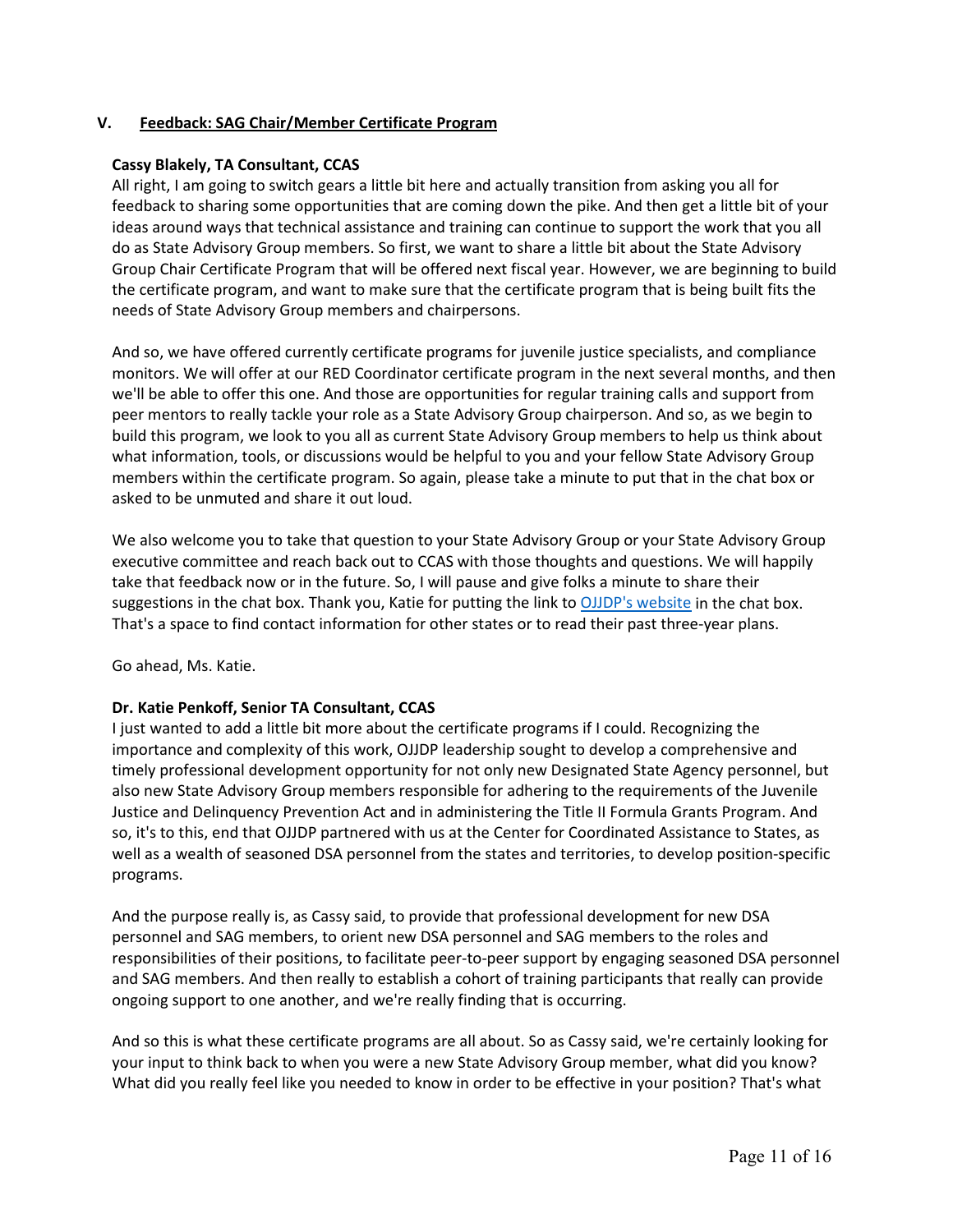## V. Feedback: SAG Chair/Member Certificate Program

**Cassy Blakely, TA Consultant, CCAS**

All right, I am going to switch gears a little bit here and actually transition from asking you all for feedback to sharing some opportunities that are coming down the pike. And then get a little bit of your ideas around ways that technical assistance and training can continue to support the work that you all do as State Advisory Group members. So first, we want to share a little bit about the State Advisory Group Chair Certificate Program that will be offered next fiscal year. However, we are beginning to build the certificate program, and want to make sure that the certificate program that is being built fits the needs of State Advisory Group members and chairpersons.

And so, we have offered currently certificate programs for juvenile justice specialists, and compliance monitors. We will offer at our RED Coordinator certificate program in the next several months, and then we'll be able to offer this one. And those are opportunities for regular training calls and support from peer mentors to really tackle your role as a State Advisory Group chairperson. And so, as we begin to build this program, we look to you all as current State Advisory Group members to help us think about what information, tools, or discussions would be helpful to you and your fellow State Advisory Group members within the certificate program. So again, please take a minute to put that in the chat box or asked to be unmuted and share it out loud.

We also welcome you to take that question to your State Advisory Group or your State Advisory Group executive committee and reach back out to CCAS with those thoughts and questions. We will happily take that feedback now or in the future. So, I will pause and give folks a minute to share their suggestions in the chat box. Thank you, Katie for putting the link to [OJJDP's website]() in the chat box. That's a space to find contact information for other states or to read their past three-year plans.

Go ahead, Ms. Katie.

**Dr. Katie Penkoff, Senior TA Consultant, CCAS**

I just wanted to add a little bit more about the certificate programs if I could. Recognizing the importance and complexity of this work, OJJDP leadership sought to develop a comprehensive and timely professional development opportunity for not only new Designated State Agency personnel, but also new State Advisory Group members responsible for adhering to the requirements of the Juvenile Justice and Delinquency Prevention Act and in administering the Title II Formula Grants Program. And so, it's to this, end that OJJDP partnered with us at the Center for Coordinated Assistance to States, as well as a wealth of seasoned DSA personnel from the states and territories, to develop position-specific programs.

And the purpose really is, as Cassy said, to provide that professional development for new DSA personnel and SAG members, to orient new DSA personnel and SAG members to the roles and responsibilities of their positions, to facilitate peer-to-peer support by engaging seasoned DSA personnel and SAG members. And then really to establish a cohort of training participants that really can provide ongoing support to one another, and we're really finding that is occurring.

And so this is what these certificate programs are all about. So as Cassy said, we're certainly looking for your input to think back to when you were a new State Advisory Group member, what did you know? What did you really feel like you needed to know in order to be effective in your position? That's what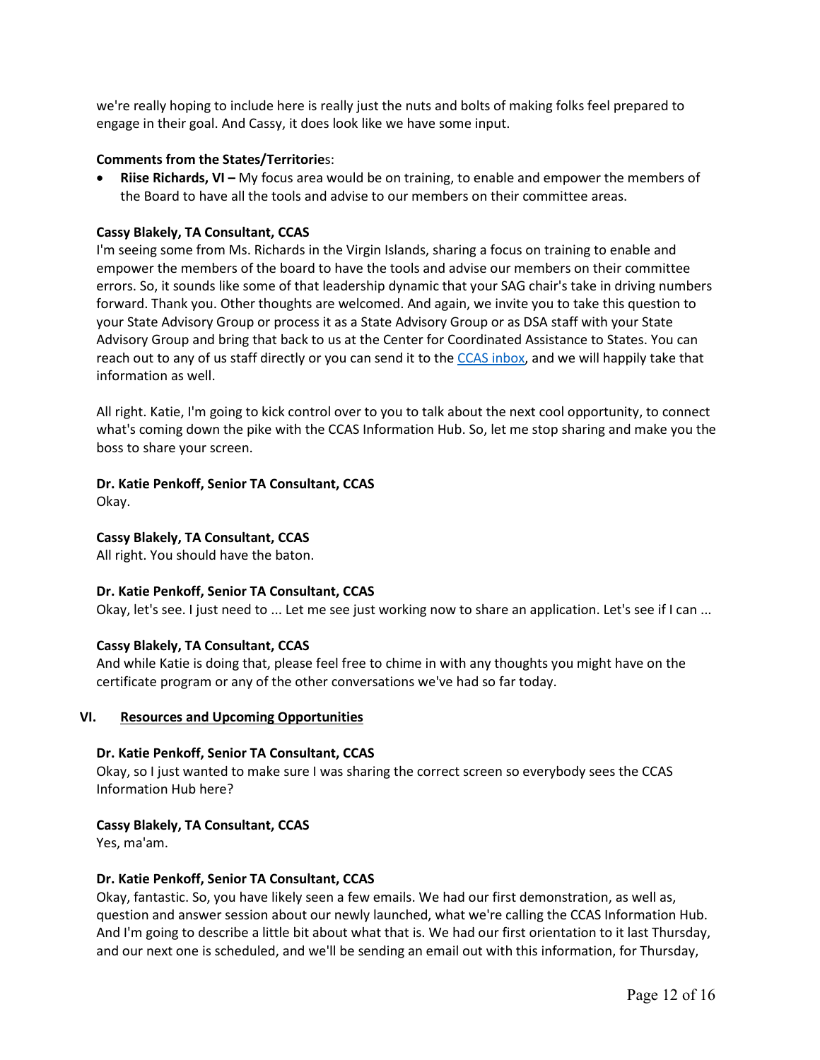we're really hoping to include here is really just the nuts and bolts of making folks feel prepared to engage in their goal. And Cassy, it does look like we have some input.

**Comments from the States/Territorie**s:

- **Riise Richards, VI –** My focus area would be on training, to enable and empower the members of the Board to have all the tools and advise to our members on their committee areas.

**Cassy Blakely, TA Consultant, CCAS**
I'm seeing some from Ms. Richards in the Virgin Islands, sharing a focus on training to enable and empower the members of the board to have the tools and advise our members on their committee errors. So, it sounds like some of that leadership dynamic that your SAG chair's take in driving numbers forward. Thank you. Other thoughts are welcomed. And again, we invite you to take this question to your State Advisory Group or process it as a State Advisory Group or as DSA staff with your State Advisory Group and bring that back to us at the Center for Coordinated Assistance to States. You can reach out to any of us staff directly or you can send it to the CCAS inbox, and we will happily take that information as well.

All right. Katie, I'm going to kick control over to you to talk about the next cool opportunity, to connect what's coming down the pike with the CCAS Information Hub. So, let me stop sharing and make you the boss to share your screen.

**Dr. Katie Penkoff, Senior TA Consultant, CCAS**
Okay.

**Cassy Blakely, TA Consultant, CCAS**
All right. You should have the baton.

**Dr. Katie Penkoff, Senior TA Consultant, CCAS**
Okay, let's see. I just need to ... Let me see just working now to share an application. Let's see if I can ...

**Cassy Blakely, TA Consultant, CCAS**
And while Katie is doing that, please feel free to chime in with any thoughts you might have on the certificate program or any of the other conversations we've had so far today.

## VI. Resources and Upcoming Opportunities

**Dr. Katie Penkoff, Senior TA Consultant, CCAS**
Okay, so I just wanted to make sure I was sharing the correct screen so everybody sees the CCAS Information Hub here?

**Cassy Blakely, TA Consultant, CCAS**
Yes, ma'am.

**Dr. Katie Penkoff, Senior TA Consultant, CCAS**
Okay, fantastic. So, you have likely seen a few emails. We had our first demonstration, as well as, question and answer session about our newly launched, what we're calling the CCAS Information Hub. And I'm going to describe a little bit about what that is. We had our first orientation to it last Thursday, and our next one is scheduled, and we'll be sending an email out with this information, for Thursday,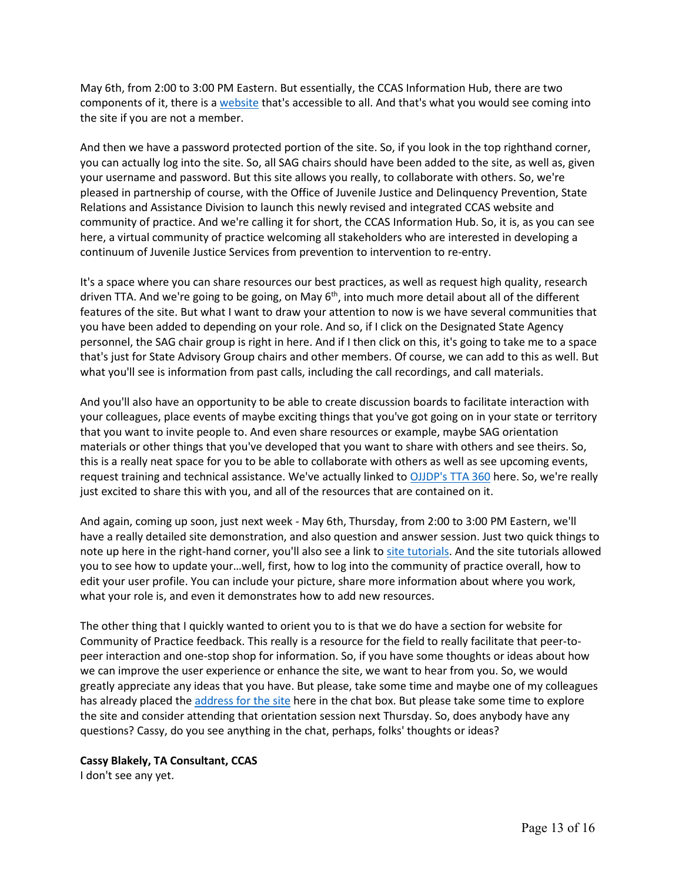May 6th, from 2:00 to 3:00 PM Eastern. But essentially, the CCAS Information Hub, there are two components of it, there is a website that's accessible to all. And that's what you would see coming into the site if you are not a member.

And then we have a password protected portion of the site. So, if you look in the top righthand corner, you can actually log into the site. So, all SAG chairs should have been added to the site, as well as, given your username and password. But this site allows you really, to collaborate with others. So, we're pleased in partnership of course, with the Office of Juvenile Justice and Delinquency Prevention, State Relations and Assistance Division to launch this newly revised and integrated CCAS website and community of practice. And we're calling it for short, the CCAS Information Hub. So, it is, as you can see here, a virtual community of practice welcoming all stakeholders who are interested in developing a continuum of Juvenile Justice Services from prevention to intervention to re-entry.

It's a space where you can share resources our best practices, as well as request high quality, research driven TTA. And we're going to be going, on May 6th, into much more detail about all of the different features of the site. But what I want to draw your attention to now is we have several communities that you have been added to depending on your role. And so, if I click on the Designated State Agency personnel, the SAG chair group is right in here. And if I then click on this, it's going to take me to a space that's just for State Advisory Group chairs and other members. Of course, we can add to this as well. But what you'll see is information from past calls, including the call recordings, and call materials.

And you'll also have an opportunity to be able to create discussion boards to facilitate interaction with your colleagues, place events of maybe exciting things that you've got going on in your state or territory that you want to invite people to. And even share resources or example, maybe SAG orientation materials or other things that you've developed that you want to share with others and see theirs. So, this is a really neat space for you to be able to collaborate with others as well as see upcoming events, request training and technical assistance. We've actually linked to OJJDP's TTA 360 here. So, we're really just excited to share this with you, and all of the resources that are contained on it.

And again, coming up soon, just next week - May 6th, Thursday, from 2:00 to 3:00 PM Eastern, we'll have a really detailed site demonstration, and also question and answer session. Just two quick things to note up here in the right-hand corner, you'll also see a link to site tutorials. And the site tutorials allowed you to see how to update your…well, first, how to log into the community of practice overall, how to edit your user profile. You can include your picture, share more information about where you work, what your role is, and even it demonstrates how to add new resources.

The other thing that I quickly wanted to orient you to is that we do have a section for website for Community of Practice feedback. This really is a resource for the field to really facilitate that peer-to-peer interaction and one-stop shop for information. So, if you have some thoughts or ideas about how we can improve the user experience or enhance the site, we want to hear from you. So, we would greatly appreciate any ideas that you have. But please, take some time and maybe one of my colleagues has already placed the address for the site here in the chat box. But please take some time to explore the site and consider attending that orientation session next Thursday. So, does anybody have any questions? Cassy, do you see anything in the chat, perhaps, folks' thoughts or ideas?

**Cassy Blakely, TA Consultant, CCAS**
I don't see any yet.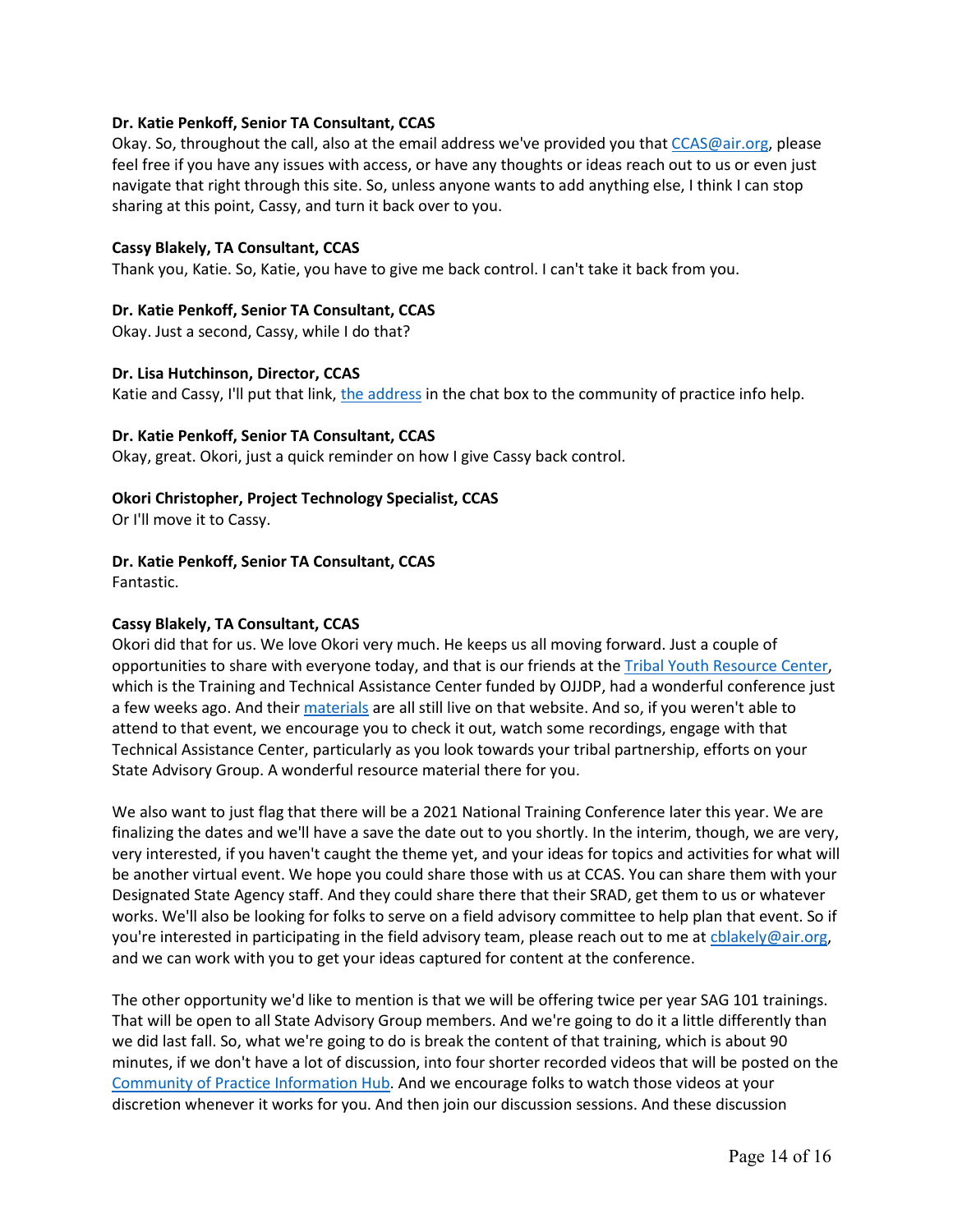**Dr. Katie Penkoff, Senior TA Consultant, CCAS**
Okay. So, throughout the call, also at the email address we've provided you that CCAS@air.org, please feel free if you have any issues with access, or have any thoughts or ideas reach out to us or even just navigate that right through this site. So, unless anyone wants to add anything else, I think I can stop sharing at this point, Cassy, and turn it back over to you.

**Cassy Blakely, TA Consultant, CCAS**
Thank you, Katie. So, Katie, you have to give me back control. I can't take it back from you.

**Dr. Katie Penkoff, Senior TA Consultant, CCAS**
Okay. Just a second, Cassy, while I do that?

**Dr. Lisa Hutchinson, Director, CCAS**
Katie and Cassy, I'll put that link, the address in the chat box to the community of practice info help.

**Dr. Katie Penkoff, Senior TA Consultant, CCAS**
Okay, great. Okori, just a quick reminder on how I give Cassy back control.

**Okori Christopher, Project Technology Specialist, CCAS**
Or I'll move it to Cassy.

**Dr. Katie Penkoff, Senior TA Consultant, CCAS**
Fantastic.

**Cassy Blakely, TA Consultant, CCAS**
Okori did that for us. We love Okori very much. He keeps us all moving forward. Just a couple of opportunities to share with everyone today, and that is our friends at the Tribal Youth Resource Center, which is the Training and Technical Assistance Center funded by OJJDP, had a wonderful conference just a few weeks ago. And their materials are all still live on that website. And so, if you weren't able to attend to that event, we encourage you to check it out, watch some recordings, engage with that Technical Assistance Center, particularly as you look towards your tribal partnership, efforts on your State Advisory Group. A wonderful resource material there for you.

We also want to just flag that there will be a 2021 National Training Conference later this year. We are finalizing the dates and we'll have a save the date out to you shortly. In the interim, though, we are very, very interested, if you haven't caught the theme yet, and your ideas for topics and activities for what will be another virtual event. We hope you could share those with us at CCAS. You can share them with your Designated State Agency staff. And they could share there that their SRAD, get them to us or whatever works. We'll also be looking for folks to serve on a field advisory committee to help plan that event. So if you're interested in participating in the field advisory team, please reach out to me at cblakely@air.org, and we can work with you to get your ideas captured for content at the conference.

The other opportunity we'd like to mention is that we will be offering twice per year SAG 101 trainings. That will be open to all State Advisory Group members. And we're going to do it a little differently than we did last fall. So, what we're going to do is break the content of that training, which is about 90 minutes, if we don't have a lot of discussion, into four shorter recorded videos that will be posted on the Community of Practice Information Hub. And we encourage folks to watch those videos at your discretion whenever it works for you. And then join our discussion sessions. And these discussion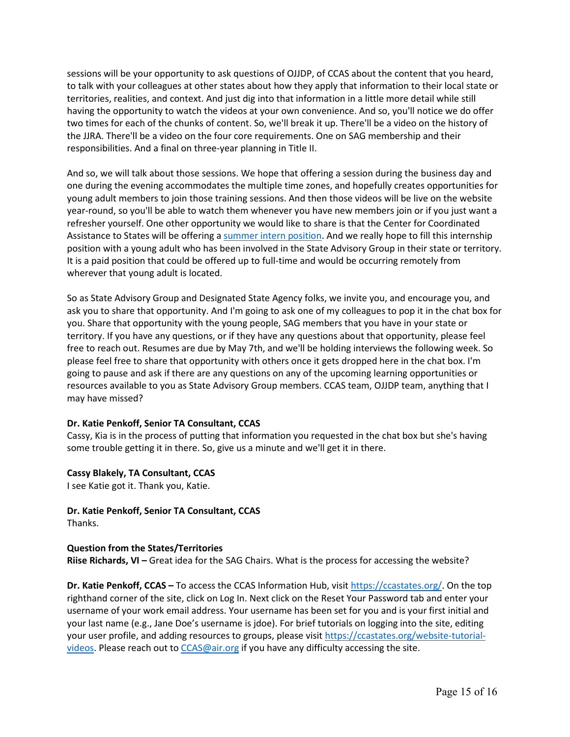sessions will be your opportunity to ask questions of OJJDP, of CCAS about the content that you heard, to talk with your colleagues at other states about how they apply that information to their local state or territories, realities, and context. And just dig into that information in a little more detail while still having the opportunity to watch the videos at your own convenience. And so, you'll notice we do offer two times for each of the chunks of content. So, we'll break it up. There'll be a video on the history of the JJRA. There'll be a video on the four core requirements. One on SAG membership and their responsibilities. And a final on three-year planning in Title II.

And so, we will talk about those sessions. We hope that offering a session during the business day and one during the evening accommodates the multiple time zones, and hopefully creates opportunities for young adult members to join those training sessions. And then those videos will be live on the website year-round, so you'll be able to watch them whenever you have new members join or if you just want a refresher yourself. One other opportunity we would like to share is that the Center for Coordinated Assistance to States will be offering a [summer intern position](). And we really hope to fill this internship position with a young adult who has been involved in the State Advisory Group in their state or territory. It is a paid position that could be offered up to full-time and would be occurring remotely from wherever that young adult is located.

So as State Advisory Group and Designated State Agency folks, we invite you, and encourage you, and ask you to share that opportunity. And I'm going to ask one of my colleagues to pop it in the chat box for you. Share that opportunity with the young people, SAG members that you have in your state or territory. If you have any questions, or if they have any questions about that opportunity, please feel free to reach out. Resumes are due by May 7th, and we'll be holding interviews the following week. So please feel free to share that opportunity with others once it gets dropped here in the chat box. I'm going to pause and ask if there are any questions on any of the upcoming learning opportunities or resources available to you as State Advisory Group members. CCAS team, OJJDP team, anything that I may have missed?

**Dr. Katie Penkoff, Senior TA Consultant, CCAS**
Cassy, Kia is in the process of putting that information you requested in the chat box but she's having some trouble getting it in there. So, give us a minute and we'll get it in there.

**Cassy Blakely, TA Consultant, CCAS**
I see Katie got it. Thank you, Katie.

**Dr. Katie Penkoff, Senior TA Consultant, CCAS**
Thanks.

**Question from the States/Territories**
**Riise Richards, VI –** Great idea for the SAG Chairs. What is the process for accessing the website?

**Dr. Katie Penkoff, CCAS –** To access the CCAS Information Hub, visit [https://ccastates.org/](https://ccastates.org/). On the top righthand corner of the site, click on Log In. Next click on the Reset Your Password tab and enter your username of your work email address. Your username has been set for you and is your first initial and your last name (e.g., Jane Doe's username is jdoe). For brief tutorials on logging into the site, editing your user profile, and adding resources to groups, please visit [https://ccastates.org/website-tutorial-videos](https://ccastates.org/website-tutorial-videos). Please reach out to [CCAS@air.org](mailto:CCAS@air.org) if you have any difficulty accessing the site.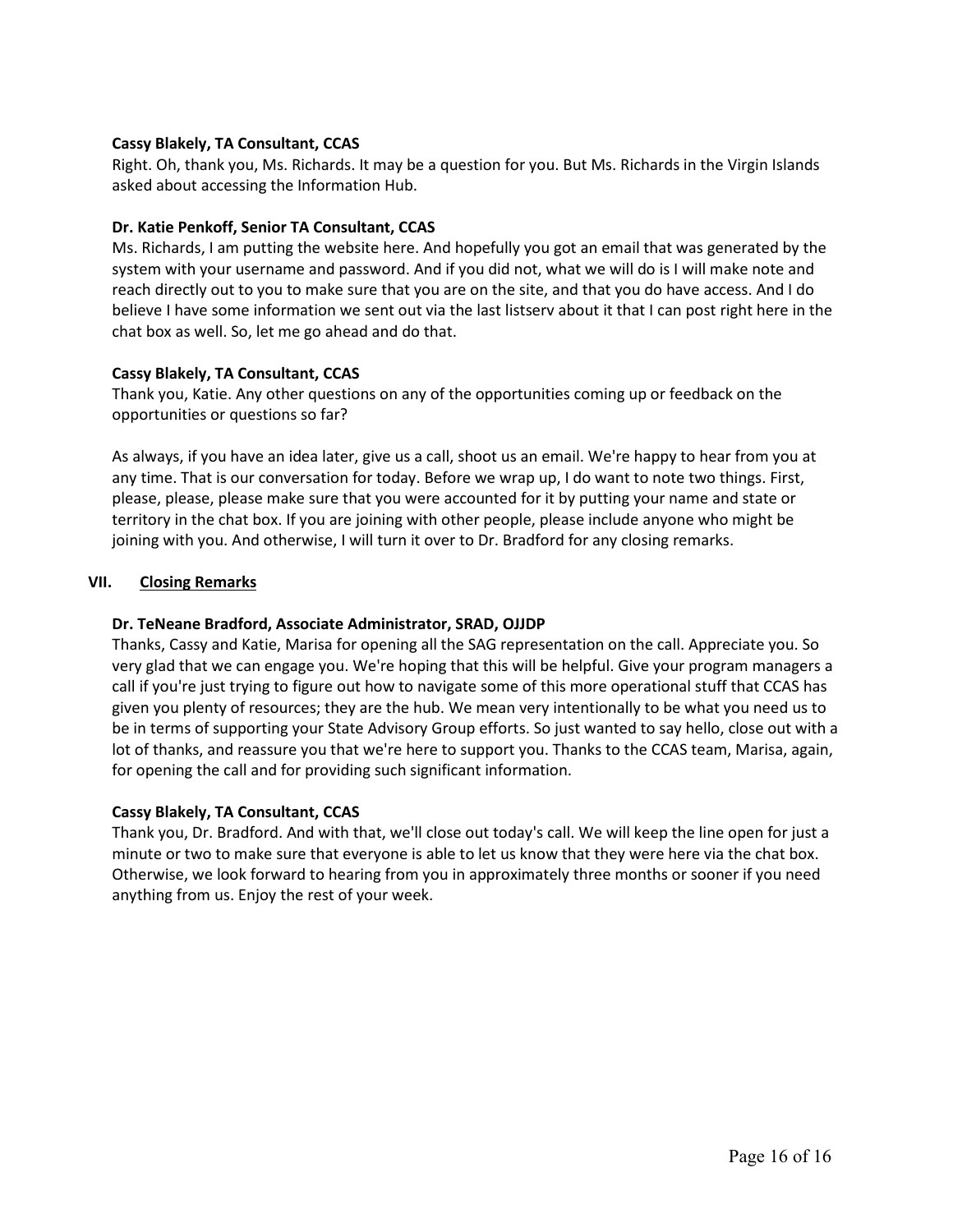**Cassy Blakely, TA Consultant, CCAS**

Right. Oh, thank you, Ms. Richards. It may be a question for you. But Ms. Richards in the Virgin Islands asked about accessing the Information Hub.

**Dr. Katie Penkoff, Senior TA Consultant, CCAS**

Ms. Richards, I am putting the website here. And hopefully you got an email that was generated by the system with your username and password. And if you did not, what we will do is I will make note and reach directly out to you to make sure that you are on the site, and that you do have access. And I do believe I have some information we sent out via the last listserv about it that I can post right here in the chat box as well. So, let me go ahead and do that.

**Cassy Blakely, TA Consultant, CCAS**

Thank you, Katie. Any other questions on any of the opportunities coming up or feedback on the opportunities or questions so far?

As always, if you have an idea later, give us a call, shoot us an email. We're happy to hear from you at any time. That is our conversation for today. Before we wrap up, I do want to note two things. First, please, please, please make sure that you were accounted for it by putting your name and state or territory in the chat box. If you are joining with other people, please include anyone who might be joining with you. And otherwise, I will turn it over to Dr. Bradford for any closing remarks.

## VII. Closing Remarks

**Dr. TeNeane Bradford, Associate Administrator, SRAD, OJJDP**

Thanks, Cassy and Katie, Marisa for opening all the SAG representation on the call. Appreciate you. So very glad that we can engage you. We're hoping that this will be helpful. Give your program managers a call if you're just trying to figure out how to navigate some of this more operational stuff that CCAS has given you plenty of resources; they are the hub. We mean very intentionally to be what you need us to be in terms of supporting your State Advisory Group efforts. So just wanted to say hello, close out with a lot of thanks, and reassure you that we're here to support you. Thanks to the CCAS team, Marisa, again, for opening the call and for providing such significant information.

**Cassy Blakely, TA Consultant, CCAS**

Thank you, Dr. Bradford. And with that, we'll close out today's call. We will keep the line open for just a minute or two to make sure that everyone is able to let us know that they were here via the chat box. Otherwise, we look forward to hearing from you in approximately three months or sooner if you need anything from us. Enjoy the rest of your week.